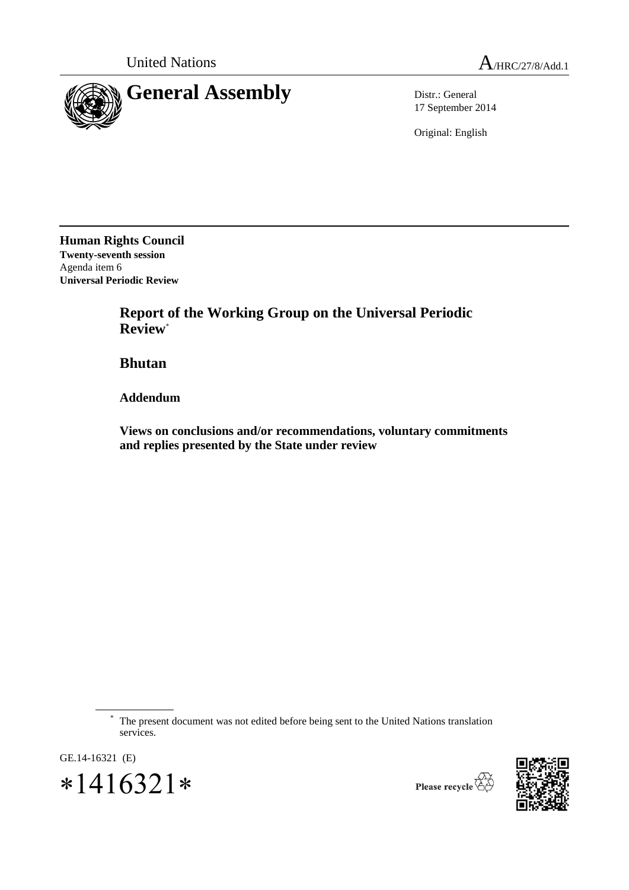United Nations A/HRC/27/8/Add.1

# General Assembly

Distr.: General
17 September 2014

Original: English

**Human Rights Council**
**Twenty-seventh session**
Agenda item 6
**Universal Periodic Review**

## Report of the Working Group on the Universal Periodic Review[*]

## Bhutan

### Addendum

### Views on conclusions and/or recommendations, voluntary commitments and replies presented by the State under review

[*] The present document was not edited before being sent to the United Nations translation services.

GE.14-16321 (E)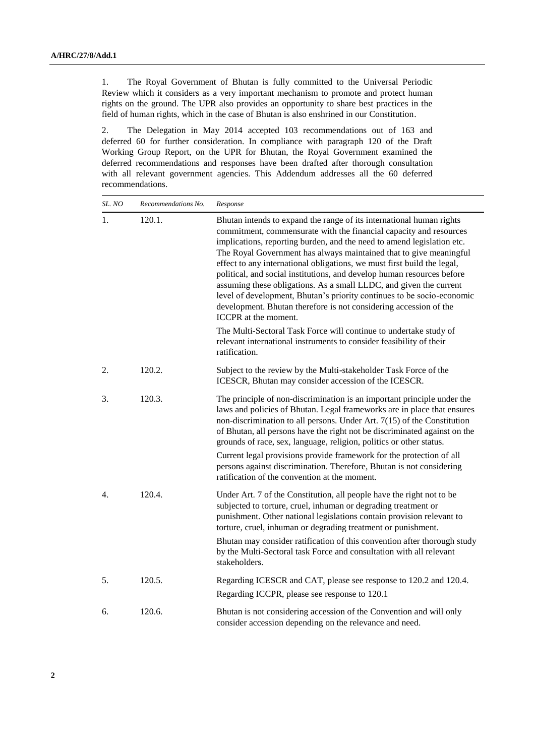1. The Royal Government of Bhutan is fully committed to the Universal Periodic Review which it considers as a very important mechanism to promote and protect human rights on the ground. The UPR also provides an opportunity to share best practices in the field of human rights, which in the case of Bhutan is also enshrined in our Constitution.

2. The Delegation in May 2014 accepted 103 recommendations out of 163 and deferred 60 for further consideration. In compliance with paragraph 120 of the Draft Working Group Report, on the UPR for Bhutan, the Royal Government examined the deferred recommendations and responses have been drafted after thorough consultation with all relevant government agencies. This Addendum addresses all the 60 deferred recommendations.

| *SL. NO* | *Recommendations No.* | *Response* |
|---|---|---|
| 1. | 120.1. | Bhutan intends to expand the range of its international human rights commitment, commensurate with the financial capacity and resources implications, reporting burden, and the need to amend legislation etc. The Royal Government has always maintained that to give meaningful effect to any international obligations, we must first build the legal, political, and social institutions, and develop human resources before assuming these obligations. As a small LLDC, and given the current level of development, Bhutan's priority continues to be socio-economic development. Bhutan therefore is not considering accession of the ICCPR at the moment.<br>The Multi-Sectoral Task Force will continue to undertake study of relevant international instruments to consider feasibility of their ratification. |
| 2. | 120.2. | Subject to the review by the Multi-stakeholder Task Force of the ICESCR, Bhutan may consider accession of the ICESCR. |
| 3. | 120.3. | The principle of non-discrimination is an important principle under the laws and policies of Bhutan. Legal frameworks are in place that ensures non-discrimination to all persons. Under Art. 7(15) of the Constitution of Bhutan, all persons have the right not be discriminated against on the grounds of race, sex, language, religion, politics or other status.<br>Current legal provisions provide framework for the protection of all persons against discrimination. Therefore, Bhutan is not considering ratification of the convention at the moment. |
| 4. | 120.4. | Under Art. 7 of the Constitution, all people have the right not to be subjected to torture, cruel, inhuman or degrading treatment or punishment. Other national legislations contain provision relevant to torture, cruel, inhuman or degrading treatment or punishment.<br>Bhutan may consider ratification of this convention after thorough study by the Multi-Sectoral task Force and consultation with all relevant stakeholders. |
| 5. | 120.5. | Regarding ICESCR and CAT, please see response to 120.2 and 120.4.<br>Regarding ICCPR, please see response to 120.1 |
| 6. | 120.6. | Bhutan is not considering accession of the Convention and will only consider accession depending on the relevance and need. |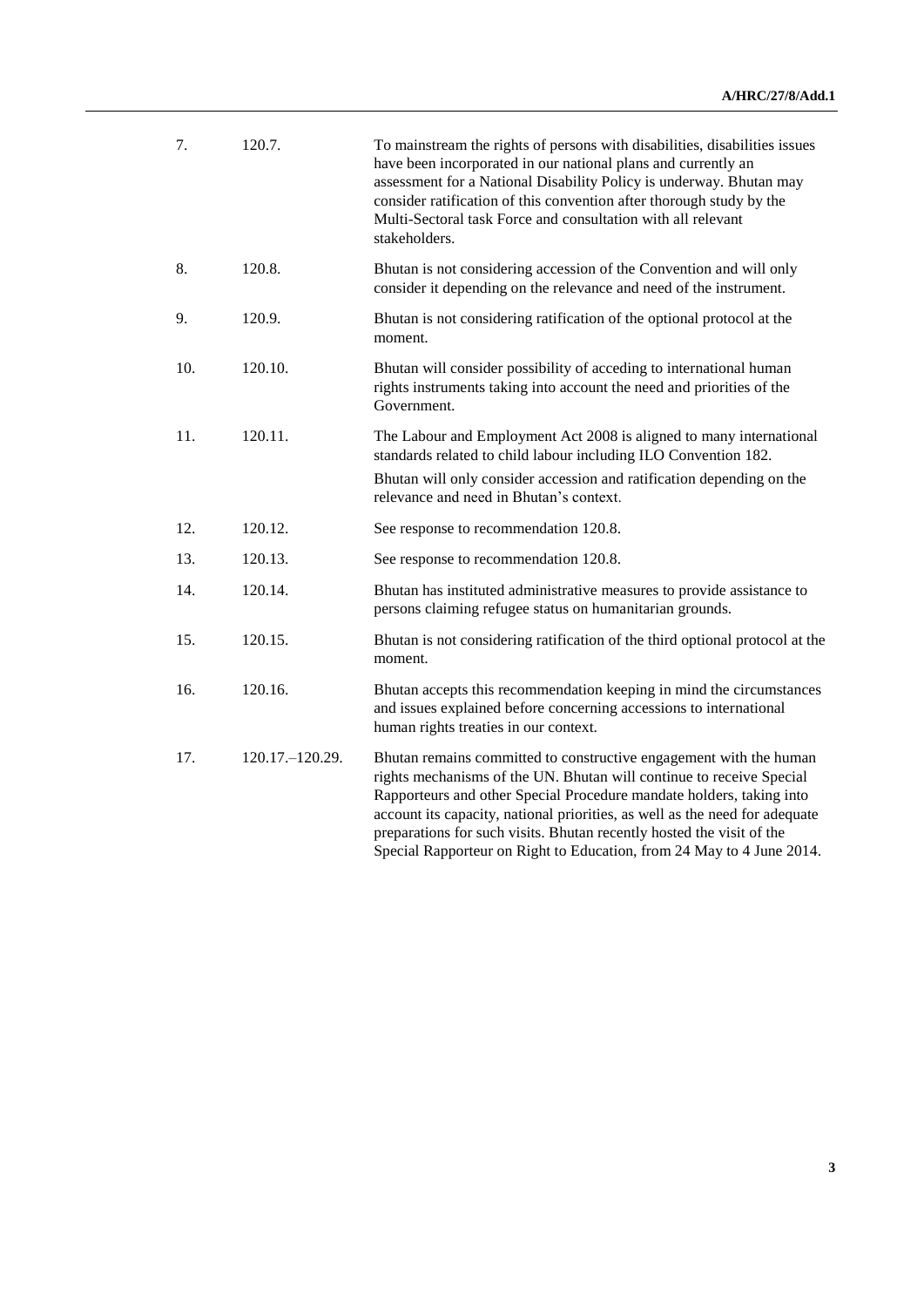| | | |
|---|---|---|
| 7. | 120.7. | To mainstream the rights of persons with disabilities, disabilities issues have been incorporated in our national plans and currently an assessment for a National Disability Policy is underway. Bhutan may consider ratification of this convention after thorough study by the Multi-Sectoral task Force and consultation with all relevant stakeholders. |
| 8. | 120.8. | Bhutan is not considering accession of the Convention and will only consider it depending on the relevance and need of the instrument. |
| 9. | 120.9. | Bhutan is not considering ratification of the optional protocol at the moment. |
| 10. | 120.10. | Bhutan will consider possibility of acceding to international human rights instruments taking into account the need and priorities of the Government. |
| 11. | 120.11. | The Labour and Employment Act 2008 is aligned to many international standards related to child labour including ILO Convention 182.<br>Bhutan will only consider accession and ratification depending on the relevance and need in Bhutan's context. |
| 12. | 120.12. | See response to recommendation 120.8. |
| 13. | 120.13. | See response to recommendation 120.8. |
| 14. | 120.14. | Bhutan has instituted administrative measures to provide assistance to persons claiming refugee status on humanitarian grounds. |
| 15. | 120.15. | Bhutan is not considering ratification of the third optional protocol at the moment. |
| 16. | 120.16. | Bhutan accepts this recommendation keeping in mind the circumstances and issues explained before concerning accessions to international human rights treaties in our context. |
| 17. | 120.17.–120.29. | Bhutan remains committed to constructive engagement with the human rights mechanisms of the UN. Bhutan will continue to receive Special Rapporteurs and other Special Procedure mandate holders, taking into account its capacity, national priorities, as well as the need for adequate preparations for such visits. Bhutan recently hosted the visit of the Special Rapporteur on Right to Education, from 24 May to 4 June 2014. |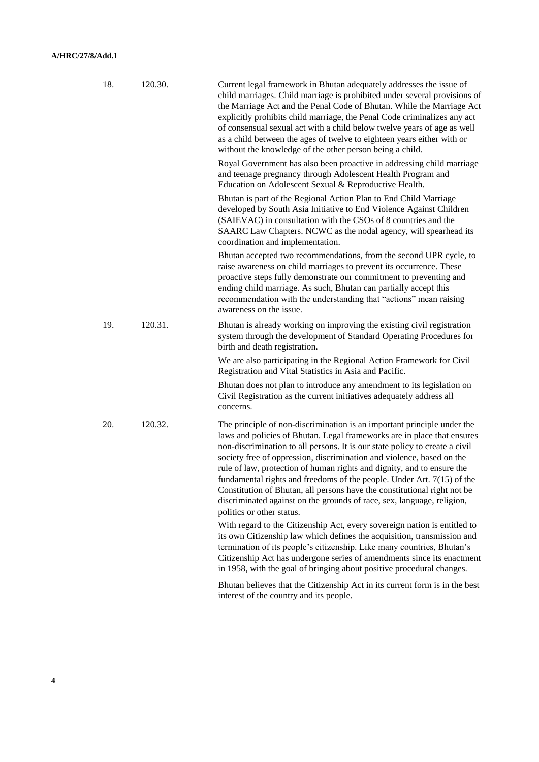| | | |
|---|---|---|
| 18. | 120.30. | Current legal framework in Bhutan adequately addresses the issue of child marriages. Child marriage is prohibited under several provisions of the Marriage Act and the Penal Code of Bhutan. While the Marriage Act explicitly prohibits child marriage, the Penal Code criminalizes any act of consensual sexual act with a child below twelve years of age as well as a child between the ages of twelve to eighteen years either with or without the knowledge of the other person being a child.<br><br>Royal Government has also been proactive in addressing child marriage and teenage pregnancy through Adolescent Health Program and Education on Adolescent Sexual & Reproductive Health.<br><br>Bhutan is part of the Regional Action Plan to End Child Marriage developed by South Asia Initiative to End Violence Against Children (SAIEVAC) in consultation with the CSOs of 8 countries and the SAARC Law Chapters. NCWC as the nodal agency, will spearhead its coordination and implementation.<br><br>Bhutan accepted two recommendations, from the second UPR cycle, to raise awareness on child marriages to prevent its occurrence. These proactive steps fully demonstrate our commitment to preventing and ending child marriage. As such, Bhutan can partially accept this recommendation with the understanding that "actions" mean raising awareness on the issue. |
| 19. | 120.31. | Bhutan is already working on improving the existing civil registration system through the development of Standard Operating Procedures for birth and death registration.<br><br>We are also participating in the Regional Action Framework for Civil Registration and Vital Statistics in Asia and Pacific.<br><br>Bhutan does not plan to introduce any amendment to its legislation on Civil Registration as the current initiatives adequately address all concerns. |
| 20. | 120.32. | The principle of non-discrimination is an important principle under the laws and policies of Bhutan. Legal frameworks are in place that ensures non-discrimination to all persons. It is our state policy to create a civil society free of oppression, discrimination and violence, based on the rule of law, protection of human rights and dignity, and to ensure the fundamental rights and freedoms of the people. Under Art. 7(15) of the Constitution of Bhutan, all persons have the constitutional right not be discriminated against on the grounds of race, sex, language, religion, politics or other status.<br><br>With regard to the Citizenship Act, every sovereign nation is entitled to its own Citizenship law which defines the acquisition, transmission and termination of its people's citizenship. Like many countries, Bhutan's Citizenship Act has undergone series of amendments since its enactment in 1958, with the goal of bringing about positive procedural changes.<br><br>Bhutan believes that the Citizenship Act in its current form is in the best interest of the country and its people. |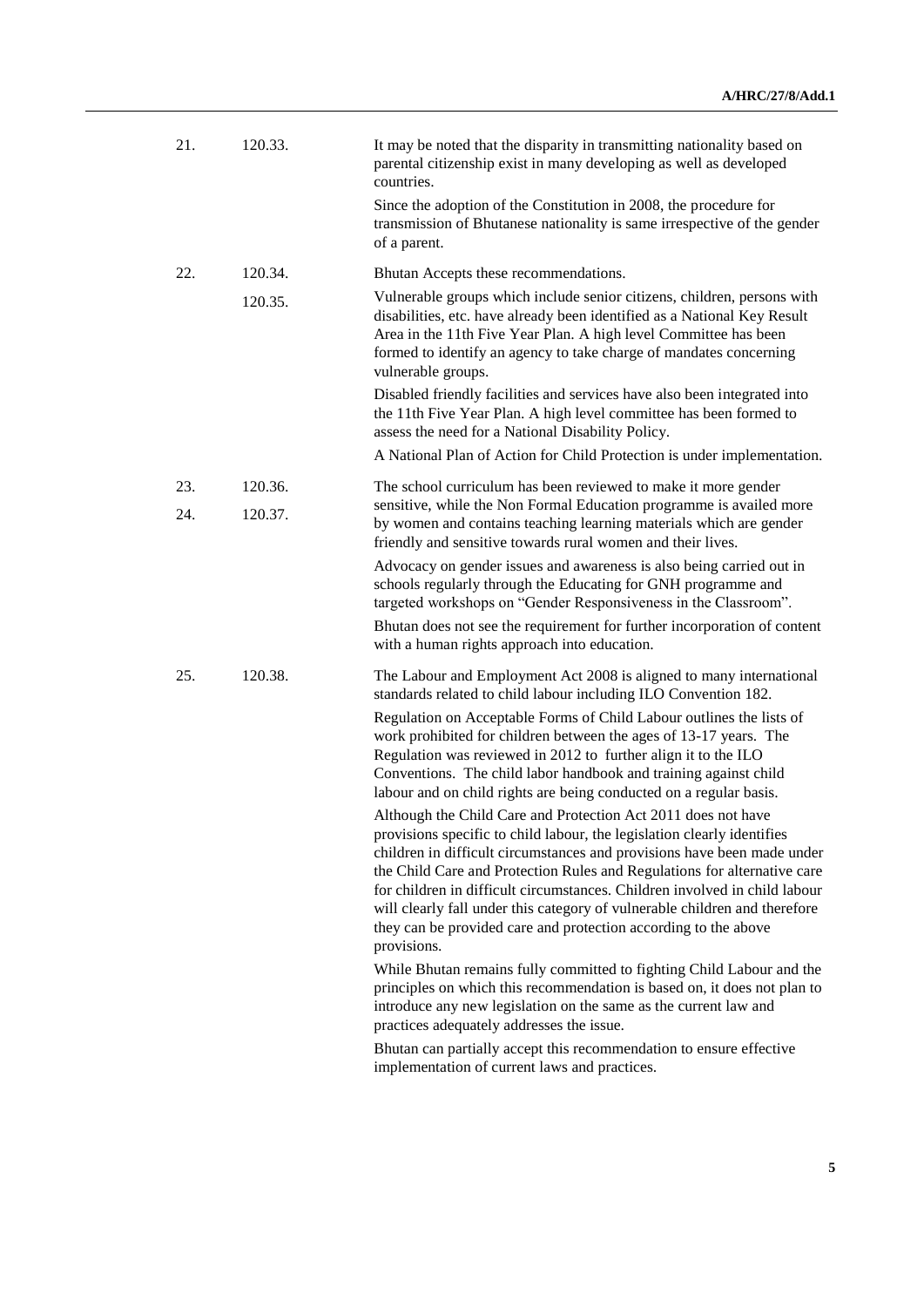| | | |
|---|---|---|
| 21. | 120.33. | It may be noted that the disparity in transmitting nationality based on parental citizenship exist in many developing as well as developed countries.<br><br>Since the adoption of the Constitution in 2008, the procedure for transmission of Bhutanese nationality is same irrespective of the gender of a parent. |
| 22. | 120.34.<br><br>120.35. | Bhutan Accepts these recommendations.<br><br>Vulnerable groups which include senior citizens, children, persons with disabilities, etc. have already been identified as a National Key Result Area in the 11th Five Year Plan. A high level Committee has been formed to identify an agency to take charge of mandates concerning vulnerable groups.<br><br>Disabled friendly facilities and services have also been integrated into the 11th Five Year Plan. A high level committee has been formed to assess the need for a National Disability Policy.<br><br>A National Plan of Action for Child Protection is under implementation. |
| 23.<br><br>24. | 120.36.<br><br>120.37. | The school curriculum has been reviewed to make it more gender sensitive, while the Non Formal Education programme is availed more by women and contains teaching learning materials which are gender friendly and sensitive towards rural women and their lives.<br><br>Advocacy on gender issues and awareness is also being carried out in schools regularly through the Educating for GNH programme and targeted workshops on "Gender Responsiveness in the Classroom".<br><br>Bhutan does not see the requirement for further incorporation of content with a human rights approach into education. |
| 25. | 120.38. | The Labour and Employment Act 2008 is aligned to many international standards related to child labour including ILO Convention 182.<br><br>Regulation on Acceptable Forms of Child Labour outlines the lists of work prohibited for children between the ages of 13-17 years. The Regulation was reviewed in 2012 to further align it to the ILO Conventions. The child labor handbook and training against child labour and on child rights are being conducted on a regular basis.<br><br>Although the Child Care and Protection Act 2011 does not have provisions specific to child labour, the legislation clearly identifies children in difficult circumstances and provisions have been made under the Child Care and Protection Rules and Regulations for alternative care for children in difficult circumstances. Children involved in child labour will clearly fall under this category of vulnerable children and therefore they can be provided care and protection according to the above provisions.<br><br>While Bhutan remains fully committed to fighting Child Labour and the principles on which this recommendation is based on, it does not plan to introduce any new legislation on the same as the current law and practices adequately addresses the issue.<br><br>Bhutan can partially accept this recommendation to ensure effective implementation of current laws and practices. |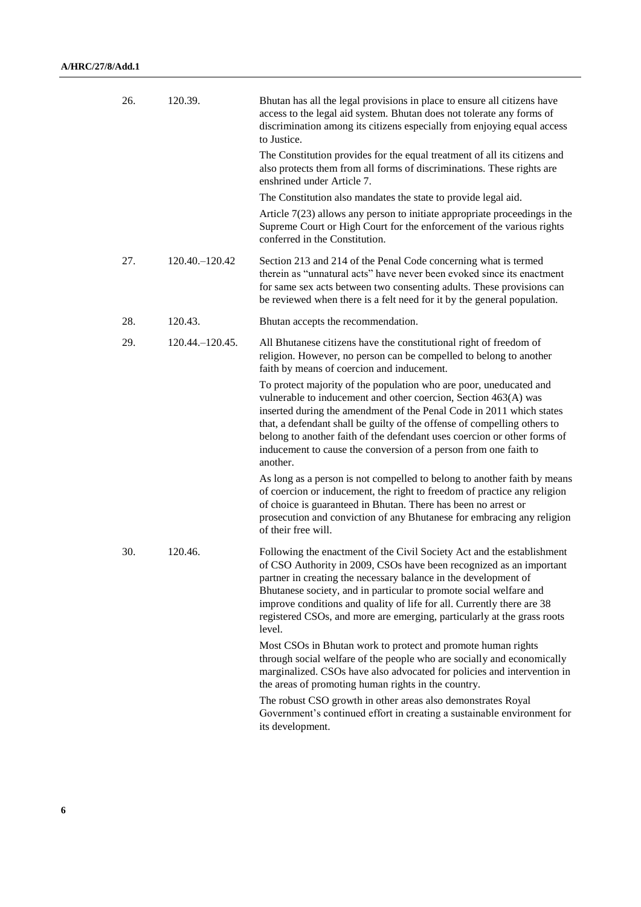| | | |
|---|---|---|
| 26. | 120.39. | Bhutan has all the legal provisions in place to ensure all citizens have access to the legal aid system. Bhutan does not tolerate any forms of discrimination among its citizens especially from enjoying equal access to Justice.<br>The Constitution provides for the equal treatment of all its citizens and also protects them from all forms of discriminations. These rights are enshrined under Article 7.<br>The Constitution also mandates the state to provide legal aid.<br>Article 7(23) allows any person to initiate appropriate proceedings in the Supreme Court or High Court for the enforcement of the various rights conferred in the Constitution. |
| 27. | 120.40.–120.42 | Section 213 and 214 of the Penal Code concerning what is termed therein as "unnatural acts" have never been evoked since its enactment for same sex acts between two consenting adults. These provisions can be reviewed when there is a felt need for it by the general population. |
| 28. | 120.43. | Bhutan accepts the recommendation. |
| 29. | 120.44.–120.45. | All Bhutanese citizens have the constitutional right of freedom of religion. However, no person can be compelled to belong to another faith by means of coercion and inducement.<br>To protect majority of the population who are poor, uneducated and vulnerable to inducement and other coercion, Section 463(A) was inserted during the amendment of the Penal Code in 2011 which states that, a defendant shall be guilty of the offense of compelling others to belong to another faith of the defendant uses coercion or other forms of inducement to cause the conversion of a person from one faith to another.<br>As long as a person is not compelled to belong to another faith by means of coercion or inducement, the right to freedom of practice any religion of choice is guaranteed in Bhutan. There has been no arrest or prosecution and conviction of any Bhutanese for embracing any religion of their free will. |
| 30. | 120.46. | Following the enactment of the Civil Society Act and the establishment of CSO Authority in 2009, CSOs have been recognized as an important partner in creating the necessary balance in the development of Bhutanese society, and in particular to promote social welfare and improve conditions and quality of life for all. Currently there are 38 registered CSOs, and more are emerging, particularly at the grass roots level.<br>Most CSOs in Bhutan work to protect and promote human rights through social welfare of the people who are socially and economically marginalized. CSOs have also advocated for policies and intervention in the areas of promoting human rights in the country.<br>The robust CSO growth in other areas also demonstrates Royal Government's continued effort in creating a sustainable environment for its development. |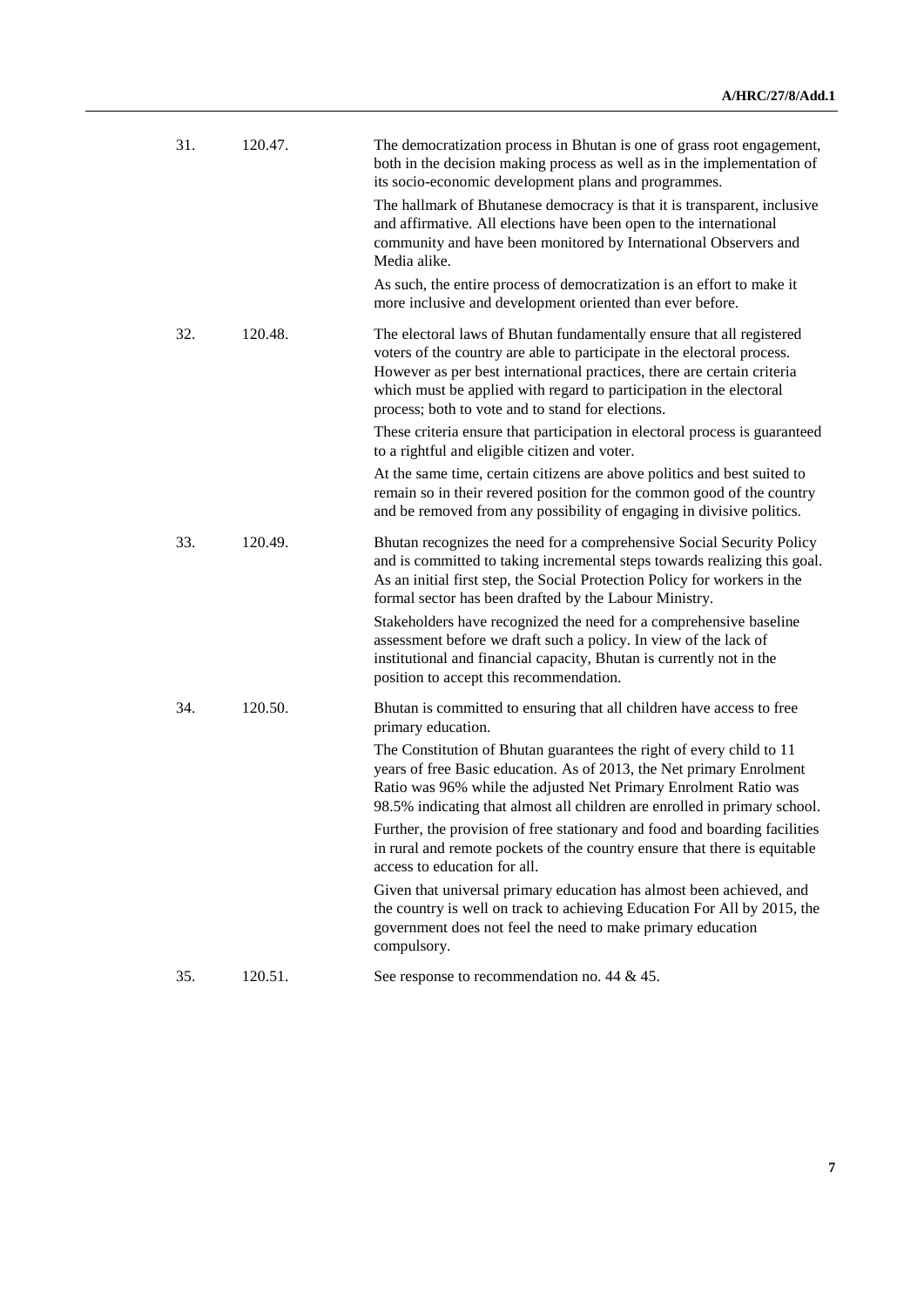| | | |
|---|---|---|
| 31. | 120.47. | The democratization process in Bhutan is one of grass root engagement, both in the decision making process as well as in the implementation of its socio-economic development plans and programmes.<br><br>The hallmark of Bhutanese democracy is that it is transparent, inclusive and affirmative. All elections have been open to the international community and have been monitored by International Observers and Media alike.<br><br>As such, the entire process of democratization is an effort to make it more inclusive and development oriented than ever before. |
| 32. | 120.48. | The electoral laws of Bhutan fundamentally ensure that all registered voters of the country are able to participate in the electoral process. However as per best international practices, there are certain criteria which must be applied with regard to participation in the electoral process; both to vote and to stand for elections.<br><br>These criteria ensure that participation in electoral process is guaranteed to a rightful and eligible citizen and voter.<br><br>At the same time, certain citizens are above politics and best suited to remain so in their revered position for the common good of the country and be removed from any possibility of engaging in divisive politics. |
| 33. | 120.49. | Bhutan recognizes the need for a comprehensive Social Security Policy and is committed to taking incremental steps towards realizing this goal. As an initial first step, the Social Protection Policy for workers in the formal sector has been drafted by the Labour Ministry.<br><br>Stakeholders have recognized the need for a comprehensive baseline assessment before we draft such a policy. In view of the lack of institutional and financial capacity, Bhutan is currently not in the position to accept this recommendation. |
| 34. | 120.50. | Bhutan is committed to ensuring that all children have access to free primary education.<br><br>The Constitution of Bhutan guarantees the right of every child to 11 years of free Basic education. As of 2013, the Net primary Enrolment Ratio was 96% while the adjusted Net Primary Enrolment Ratio was 98.5% indicating that almost all children are enrolled in primary school.<br><br>Further, the provision of free stationary and food and boarding facilities in rural and remote pockets of the country ensure that there is equitable access to education for all.<br><br>Given that universal primary education has almost been achieved, and the country is well on track to achieving Education For All by 2015, the government does not feel the need to make primary education compulsory. |
| 35. | 120.51. | See response to recommendation no. 44 & 45. |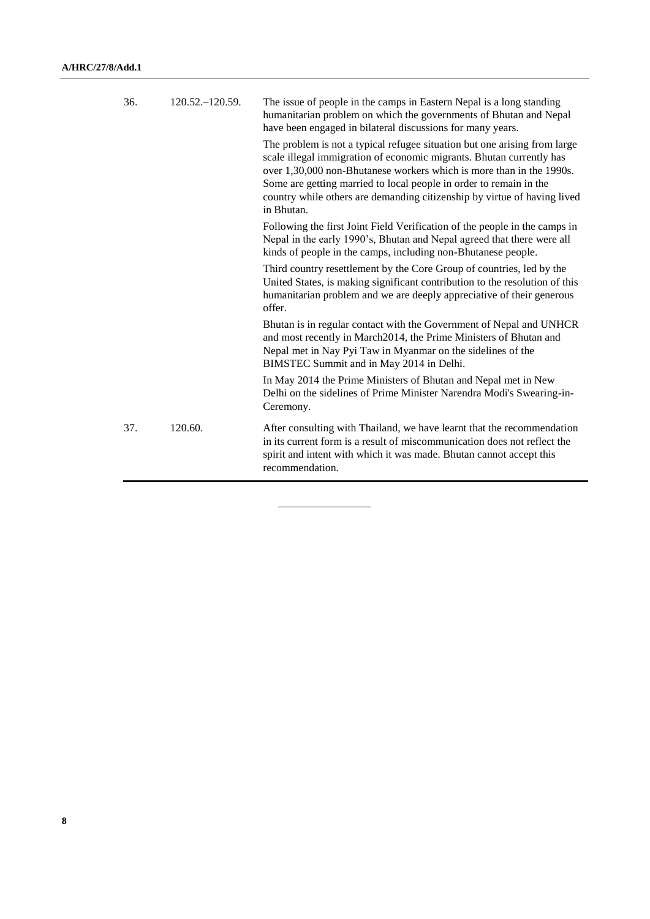| | | |
|---|---|---|
| 36. | 120.52.–120.59. | The issue of people in the camps in Eastern Nepal is a long standing humanitarian problem on which the governments of Bhutan and Nepal have been engaged in bilateral discussions for many years.<br><br>The problem is not a typical refugee situation but one arising from large scale illegal immigration of economic migrants. Bhutan currently has over 1,30,000 non-Bhutanese workers which is more than in the 1990s. Some are getting married to local people in order to remain in the country while others are demanding citizenship by virtue of having lived in Bhutan.<br><br>Following the first Joint Field Verification of the people in the camps in Nepal in the early 1990's, Bhutan and Nepal agreed that there were all kinds of people in the camps, including non-Bhutanese people.<br><br>Third country resettlement by the Core Group of countries, led by the United States, is making significant contribution to the resolution of this humanitarian problem and we are deeply appreciative of their generous offer.<br><br>Bhutan is in regular contact with the Government of Nepal and UNHCR and most recently in March2014, the Prime Ministers of Bhutan and Nepal met in Nay Pyi Taw in Myanmar on the sidelines of the BIMSTEC Summit and in May 2014 in Delhi.<br><br>In May 2014 the Prime Ministers of Bhutan and Nepal met in New Delhi on the sidelines of Prime Minister Narendra Modi's Swearing-in-Ceremony. |
| 37. | 120.60. | After consulting with Thailand, we have learnt that the recommendation in its current form is a result of miscommunication does not reflect the spirit and intent with which it was made. Bhutan cannot accept this recommendation. |